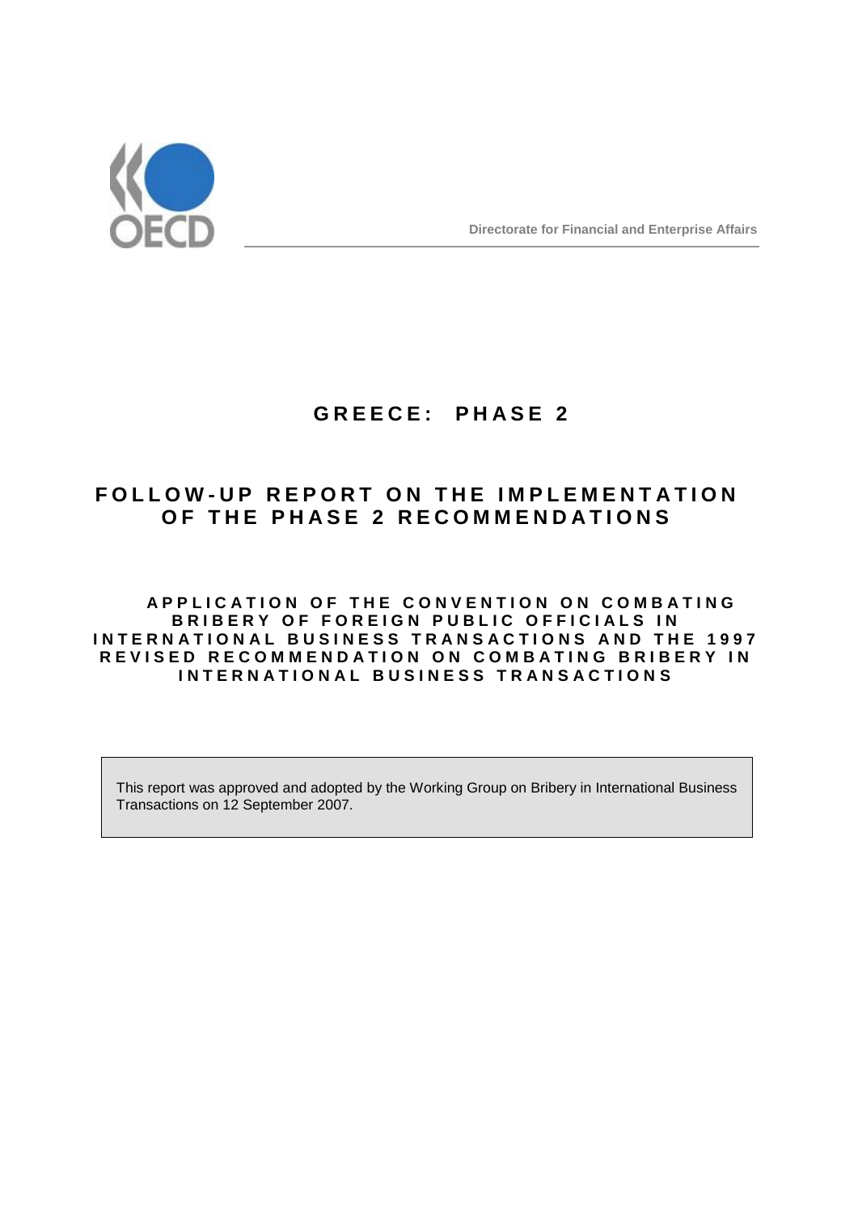Directorate for Financial and Enterprise Affairs

# GREECE: PHASE 2

## FOLLOW-UP REPORT ON THE IMPLEMENTATION OF THE PHASE 2 RECOMMENDATIONS

### APPLICATION OF THE CONVENTION ON COMBATING BRIBERY OF FOREIGN PUBLIC OFFICIALS IN INTERNATIONAL BUSINESS TRANSACTIONS AND THE 1997 REVISED RECOMMENDATION ON COMBATING BRIBERY IN INTERNATIONAL BUSINESS TRANSACTIONS

This report was approved and adopted by the Working Group on Bribery in International Business Transactions on 12 September 2007.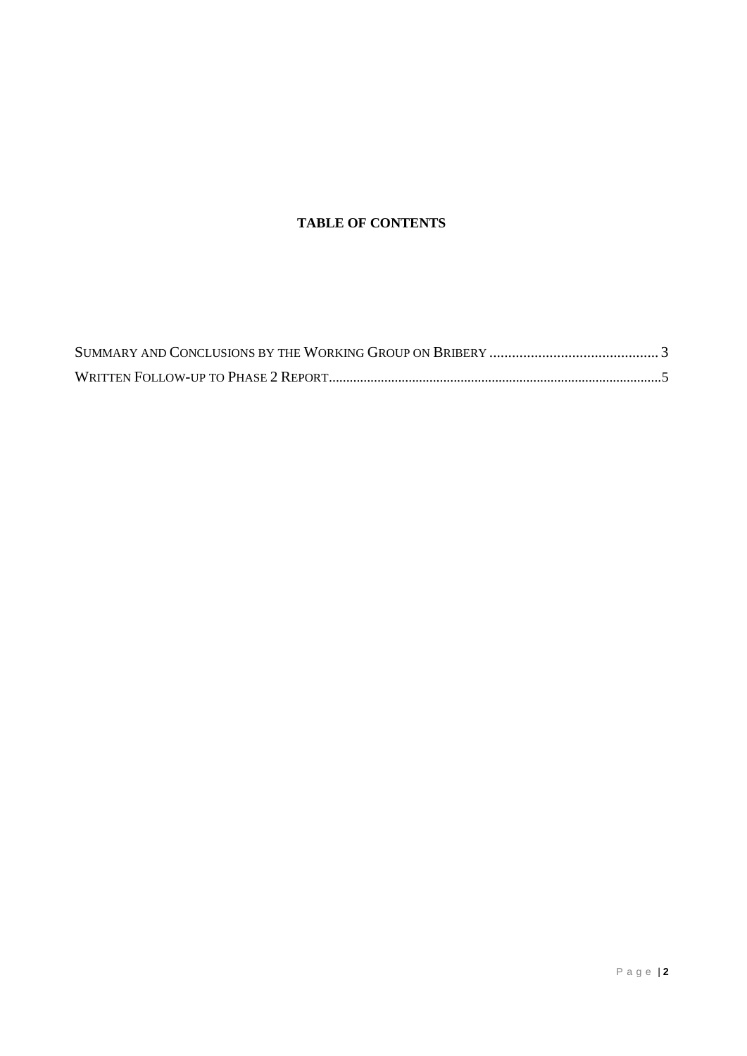**TABLE OF CONTENTS**

SUMMARY AND CONCLUSIONS BY THE WORKING GROUP ON BRIBERY ............................................. 3

WRITTEN FOLLOW-UP TO PHASE 2 REPORT................................................................................................5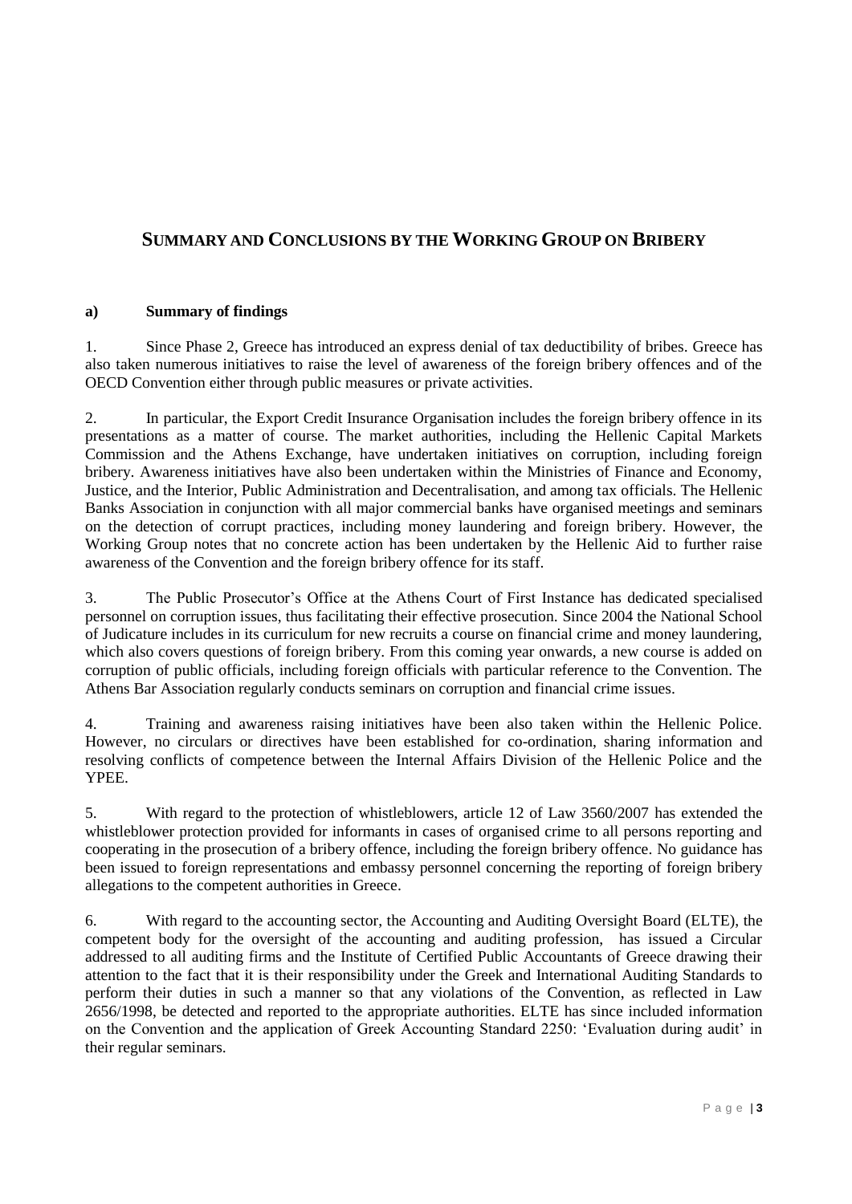## SUMMARY AND CONCLUSIONS BY THE WORKING GROUP ON BRIBERY

### a) Summary of findings

1. Since Phase 2, Greece has introduced an express denial of tax deductibility of bribes. Greece has also taken numerous initiatives to raise the level of awareness of the foreign bribery offences and of the OECD Convention either through public measures or private activities.

2. In particular, the Export Credit Insurance Organisation includes the foreign bribery offence in its presentations as a matter of course. The market authorities, including the Hellenic Capital Markets Commission and the Athens Exchange, have undertaken initiatives on corruption, including foreign bribery. Awareness initiatives have also been undertaken within the Ministries of Finance and Economy, Justice, and the Interior, Public Administration and Decentralisation, and among tax officials. The Hellenic Banks Association in conjunction with all major commercial banks have organised meetings and seminars on the detection of corrupt practices, including money laundering and foreign bribery. However, the Working Group notes that no concrete action has been undertaken by the Hellenic Aid to further raise awareness of the Convention and the foreign bribery offence for its staff.

3. The Public Prosecutor's Office at the Athens Court of First Instance has dedicated specialised personnel on corruption issues, thus facilitating their effective prosecution. Since 2004 the National School of Judicature includes in its curriculum for new recruits a course on financial crime and money laundering, which also covers questions of foreign bribery. From this coming year onwards, a new course is added on corruption of public officials, including foreign officials with particular reference to the Convention. The Athens Bar Association regularly conducts seminars on corruption and financial crime issues.

4. Training and awareness raising initiatives have been also taken within the Hellenic Police. However, no circulars or directives have been established for co-ordination, sharing information and resolving conflicts of competence between the Internal Affairs Division of the Hellenic Police and the YPEE.

5. With regard to the protection of whistleblowers, article 12 of Law 3560/2007 has extended the whistleblower protection provided for informants in cases of organised crime to all persons reporting and cooperating in the prosecution of a bribery offence, including the foreign bribery offence. No guidance has been issued to foreign representations and embassy personnel concerning the reporting of foreign bribery allegations to the competent authorities in Greece.

6. With regard to the accounting sector, the Accounting and Auditing Oversight Board (ELTE), the competent body for the oversight of the accounting and auditing profession, has issued a Circular addressed to all auditing firms and the Institute of Certified Public Accountants of Greece drawing their attention to the fact that it is their responsibility under the Greek and International Auditing Standards to perform their duties in such a manner so that any violations of the Convention, as reflected in Law 2656/1998, be detected and reported to the appropriate authorities. ELTE has since included information on the Convention and the application of Greek Accounting Standard 2250: 'Evaluation during audit' in their regular seminars.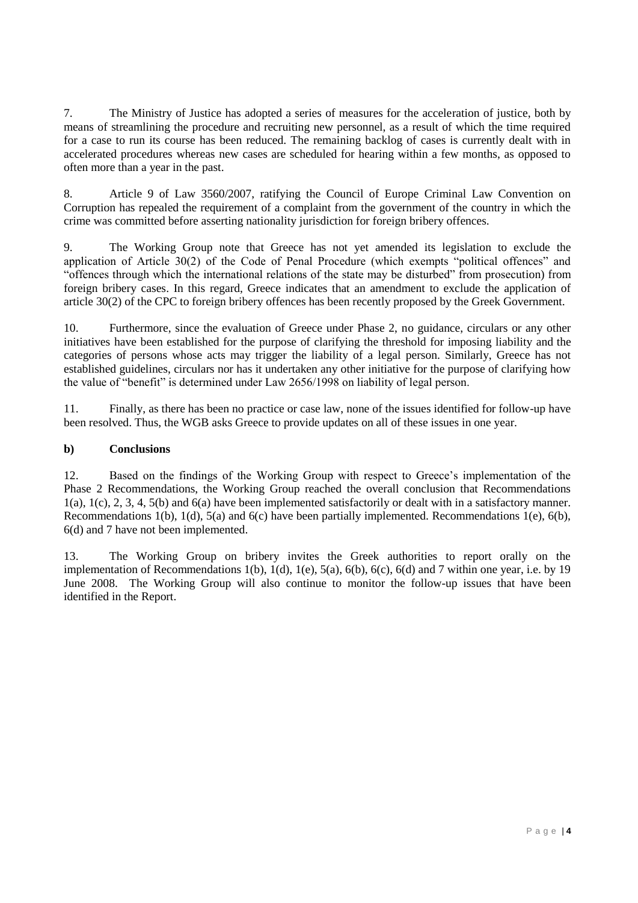7. The Ministry of Justice has adopted a series of measures for the acceleration of justice, both by means of streamlining the procedure and recruiting new personnel, as a result of which the time required for a case to run its course has been reduced. The remaining backlog of cases is currently dealt with in accelerated procedures whereas new cases are scheduled for hearing within a few months, as opposed to often more than a year in the past.

8. Article 9 of Law 3560/2007, ratifying the Council of Europe Criminal Law Convention on Corruption has repealed the requirement of a complaint from the government of the country in which the crime was committed before asserting nationality jurisdiction for foreign bribery offences.

9. The Working Group note that Greece has not yet amended its legislation to exclude the application of Article 30(2) of the Code of Penal Procedure (which exempts "political offences" and "offences through which the international relations of the state may be disturbed" from prosecution) from foreign bribery cases. In this regard, Greece indicates that an amendment to exclude the application of article 30(2) of the CPC to foreign bribery offences has been recently proposed by the Greek Government.

10. Furthermore, since the evaluation of Greece under Phase 2, no guidance, circulars or any other initiatives have been established for the purpose of clarifying the threshold for imposing liability and the categories of persons whose acts may trigger the liability of a legal person. Similarly, Greece has not established guidelines, circulars nor has it undertaken any other initiative for the purpose of clarifying how the value of "benefit" is determined under Law 2656/1998 on liability of legal person.

11. Finally, as there has been no practice or case law, none of the issues identified for follow-up have been resolved. Thus, the WGB asks Greece to provide updates on all of these issues in one year.

### b) Conclusions

12. Based on the findings of the Working Group with respect to Greece's implementation of the Phase 2 Recommendations, the Working Group reached the overall conclusion that Recommendations 1(a), 1(c), 2, 3, 4, 5(b) and 6(a) have been implemented satisfactorily or dealt with in a satisfactory manner. Recommendations 1(b), 1(d), 5(a) and 6(c) have been partially implemented. Recommendations 1(e), 6(b), 6(d) and 7 have not been implemented.

13. The Working Group on bribery invites the Greek authorities to report orally on the implementation of Recommendations 1(b), 1(d), 1(e), 5(a), 6(b), 6(c), 6(d) and 7 within one year, i.e. by 19 June 2008. The Working Group will also continue to monitor the follow-up issues that have been identified in the Report.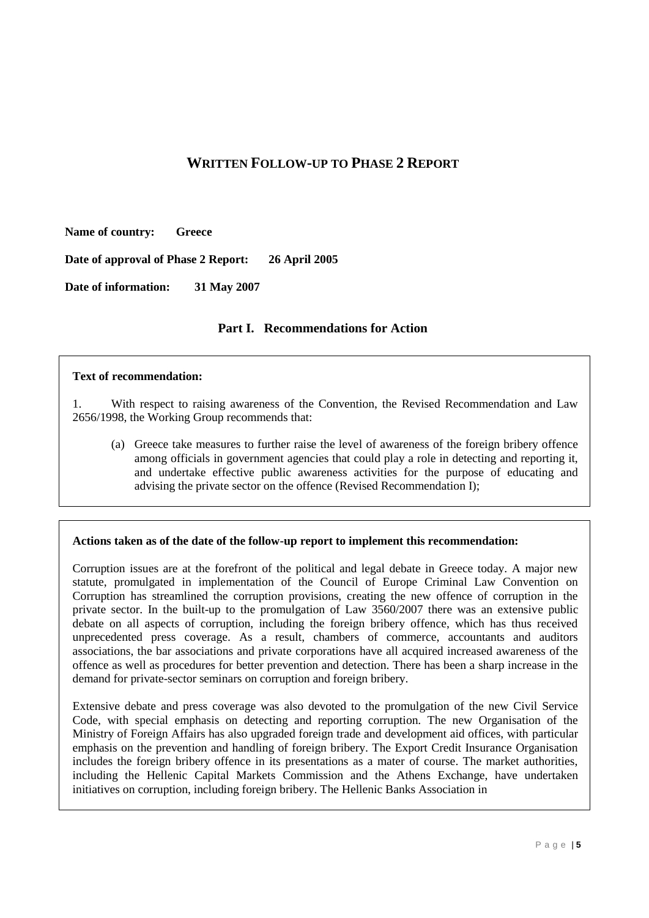# WRITTEN FOLLOW-UP TO PHASE 2 REPORT

**Name of country:** **Greece**

**Date of approval of Phase 2 Report:** **26 April 2005**

**Date of information:** **31 May 2007**

## Part I. Recommendations for Action

**Text of recommendation:**

1. With respect to raising awareness of the Convention, the Revised Recommendation and Law 2656/1998, the Working Group recommends that:

   (a) Greece take measures to further raise the level of awareness of the foreign bribery offence among officials in government agencies that could play a role in detecting and reporting it, and undertake effective public awareness activities for the purpose of educating and advising the private sector on the offence (Revised Recommendation I);

**Actions taken as of the date of the follow-up report to implement this recommendation:**

Corruption issues are at the forefront of the political and legal debate in Greece today. A major new statute, promulgated in implementation of the Council of Europe Criminal Law Convention on Corruption has streamlined the corruption provisions, creating the new offence of corruption in the private sector. In the built-up to the promulgation of Law 3560/2007 there was an extensive public debate on all aspects of corruption, including the foreign bribery offence, which has thus received unprecedented press coverage. As a result, chambers of commerce, accountants and auditors associations, the bar associations and private corporations have all acquired increased awareness of the offence as well as procedures for better prevention and detection. There has been a sharp increase in the demand for private-sector seminars on corruption and foreign bribery.

Extensive debate and press coverage was also devoted to the promulgation of the new Civil Service Code, with special emphasis on detecting and reporting corruption. The new Organisation of the Ministry of Foreign Affairs has also upgraded foreign trade and development aid offices, with particular emphasis on the prevention and handling of foreign bribery. The Export Credit Insurance Organisation includes the foreign bribery offence in its presentations as a mater of course. The market authorities, including the Hellenic Capital Markets Commission and the Athens Exchange, have undertaken initiatives on corruption, including foreign bribery. The Hellenic Banks Association in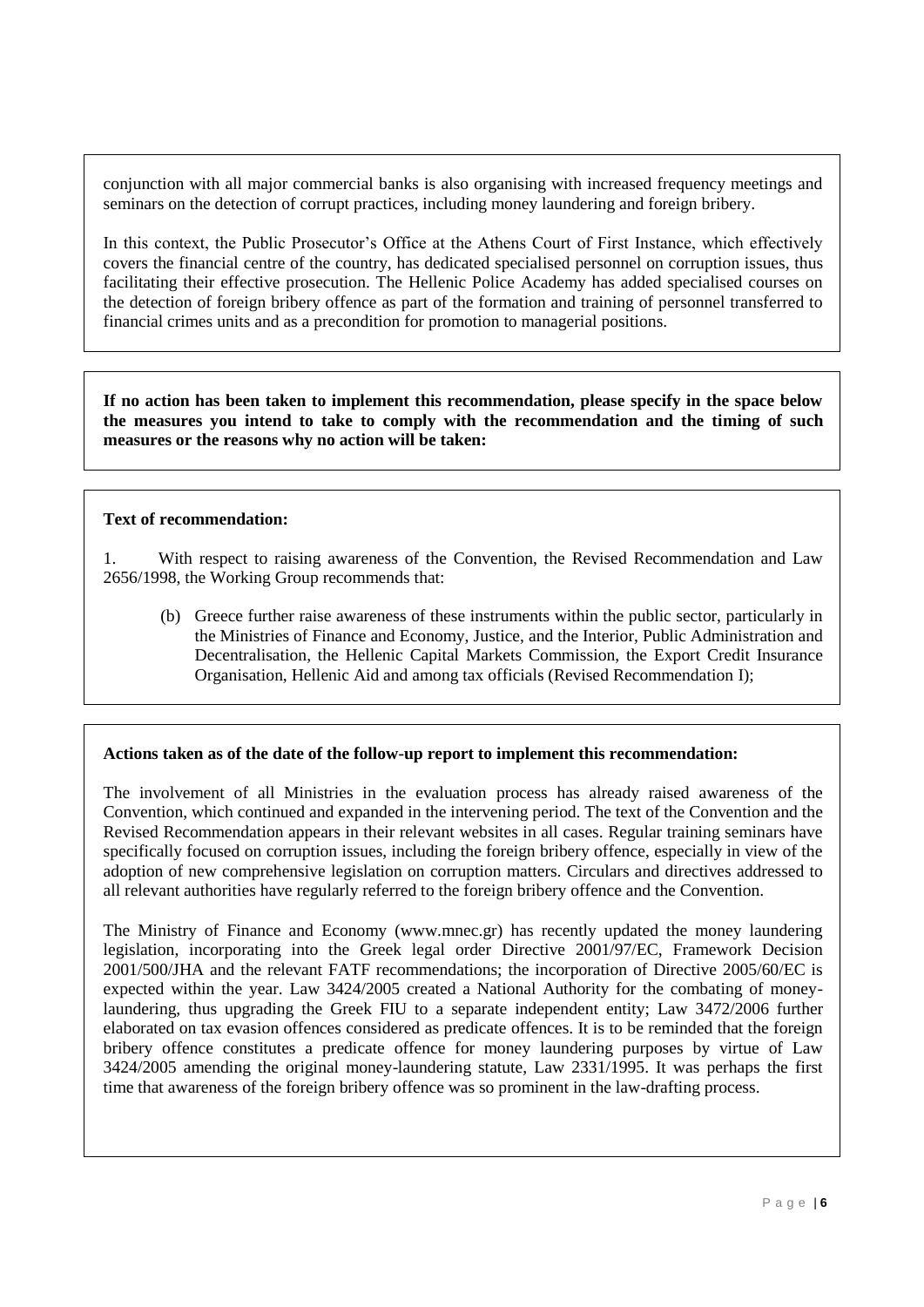conjunction with all major commercial banks is also organising with increased frequency meetings and seminars on the detection of corrupt practices, including money laundering and foreign bribery.

In this context, the Public Prosecutor's Office at the Athens Court of First Instance, which effectively covers the financial centre of the country, has dedicated specialised personnel on corruption issues, thus facilitating their effective prosecution. The Hellenic Police Academy has added specialised courses on the detection of foreign bribery offence as part of the formation and training of personnel transferred to financial crimes units and as a precondition for promotion to managerial positions.

**If no action has been taken to implement this recommendation, please specify in the space below the measures you intend to take to comply with the recommendation and the timing of such measures or the reasons why no action will be taken:**

**Text of recommendation:**

1. With respect to raising awareness of the Convention, the Revised Recommendation and Law 2656/1998, the Working Group recommends that:

   (b) Greece further raise awareness of these instruments within the public sector, particularly in the Ministries of Finance and Economy, Justice, and the Interior, Public Administration and Decentralisation, the Hellenic Capital Markets Commission, the Export Credit Insurance Organisation, Hellenic Aid and among tax officials (Revised Recommendation I);

**Actions taken as of the date of the follow-up report to implement this recommendation:**

The involvement of all Ministries in the evaluation process has already raised awareness of the Convention, which continued and expanded in the intervening period. The text of the Convention and the Revised Recommendation appears in their relevant websites in all cases. Regular training seminars have specifically focused on corruption issues, including the foreign bribery offence, especially in view of the adoption of new comprehensive legislation on corruption matters. Circulars and directives addressed to all relevant authorities have regularly referred to the foreign bribery offence and the Convention.

The Ministry of Finance and Economy (www.mnec.gr) has recently updated the money laundering legislation, incorporating into the Greek legal order Directive 2001/97/EC, Framework Decision 2001/500/JHA and the relevant FATF recommendations; the incorporation of Directive 2005/60/EC is expected within the year. Law 3424/2005 created a National Authority for the combating of money-laundering, thus upgrading the Greek FIU to a separate independent entity; Law 3472/2006 further elaborated on tax evasion offences considered as predicate offences. It is to be reminded that the foreign bribery offence constitutes a predicate offence for money laundering purposes by virtue of Law 3424/2005 amending the original money-laundering statute, Law 2331/1995. It was perhaps the first time that awareness of the foreign bribery offence was so prominent in the law-drafting process.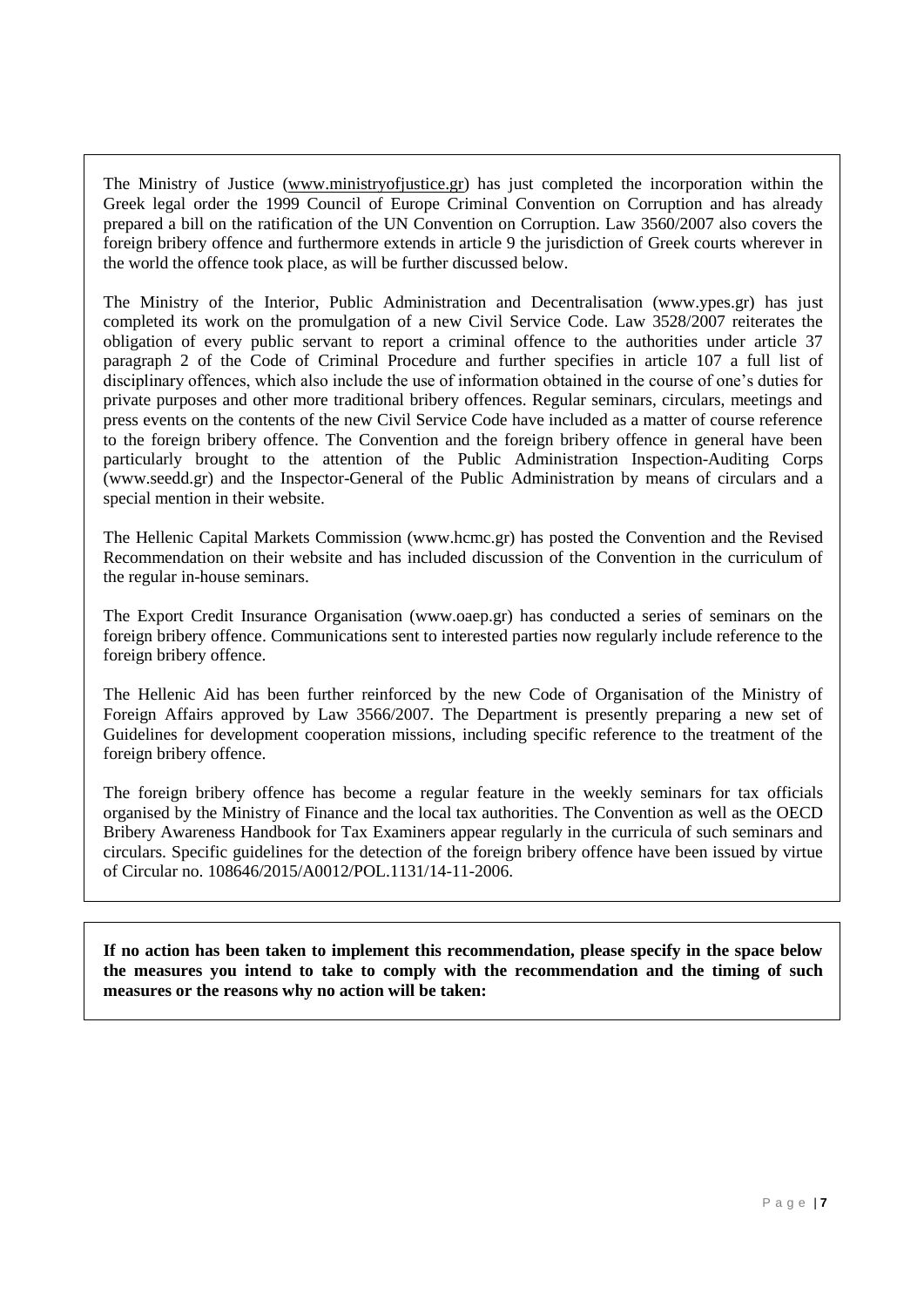The Ministry of Justice (www.ministryofjustice.gr) has just completed the incorporation within the Greek legal order the 1999 Council of Europe Criminal Convention on Corruption and has already prepared a bill on the ratification of the UN Convention on Corruption. Law 3560/2007 also covers the foreign bribery offence and furthermore extends in article 9 the jurisdiction of Greek courts wherever in the world the offence took place, as will be further discussed below.

The Ministry of the Interior, Public Administration and Decentralisation (www.ypes.gr) has just completed its work on the promulgation of a new Civil Service Code. Law 3528/2007 reiterates the obligation of every public servant to report a criminal offence to the authorities under article 37 paragraph 2 of the Code of Criminal Procedure and further specifies in article 107 a full list of disciplinary offences, which also include the use of information obtained in the course of one's duties for private purposes and other more traditional bribery offences. Regular seminars, circulars, meetings and press events on the contents of the new Civil Service Code have included as a matter of course reference to the foreign bribery offence. The Convention and the foreign bribery offence in general have been particularly brought to the attention of the Public Administration Inspection-Auditing Corps (www.seedd.gr) and the Inspector-General of the Public Administration by means of circulars and a special mention in their website.

The Hellenic Capital Markets Commission (www.hcmc.gr) has posted the Convention and the Revised Recommendation on their website and has included discussion of the Convention in the curriculum of the regular in-house seminars.

The Export Credit Insurance Organisation (www.oaep.gr) has conducted a series of seminars on the foreign bribery offence. Communications sent to interested parties now regularly include reference to the foreign bribery offence.

The Hellenic Aid has been further reinforced by the new Code of Organisation of the Ministry of Foreign Affairs approved by Law 3566/2007. The Department is presently preparing a new set of Guidelines for development cooperation missions, including specific reference to the treatment of the foreign bribery offence.

The foreign bribery offence has become a regular feature in the weekly seminars for tax officials organised by the Ministry of Finance and the local tax authorities. The Convention as well as the OECD Bribery Awareness Handbook for Tax Examiners appear regularly in the curricula of such seminars and circulars. Specific guidelines for the detection of the foreign bribery offence have been issued by virtue of Circular no. 108646/2015/A0012/POL.1131/14-11-2006.

**If no action has been taken to implement this recommendation, please specify in the space below the measures you intend to take to comply with the recommendation and the timing of such measures or the reasons why no action will be taken:**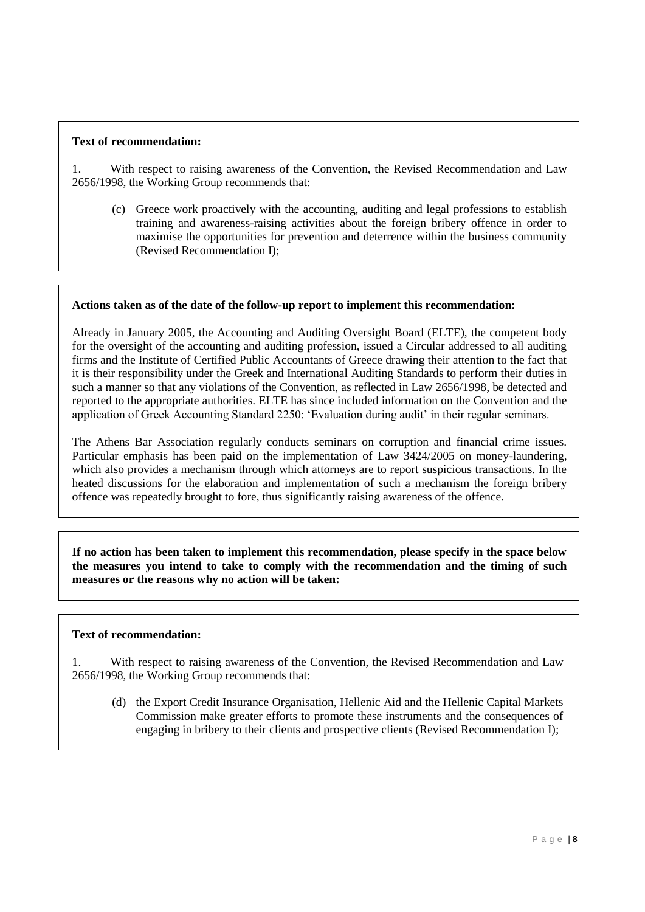**Text of recommendation:**

1. With respect to raising awareness of the Convention, the Revised Recommendation and Law 2656/1998, the Working Group recommends that:

   (c) Greece work proactively with the accounting, auditing and legal professions to establish training and awareness-raising activities about the foreign bribery offence in order to maximise the opportunities for prevention and deterrence within the business community (Revised Recommendation I);

**Actions taken as of the date of the follow-up report to implement this recommendation:**

Already in January 2005, the Accounting and Auditing Oversight Board (ELTE), the competent body for the oversight of the accounting and auditing profession, issued a Circular addressed to all auditing firms and the Institute of Certified Public Accountants of Greece drawing their attention to the fact that it is their responsibility under the Greek and International Auditing Standards to perform their duties in such a manner so that any violations of the Convention, as reflected in Law 2656/1998, be detected and reported to the appropriate authorities. ELTE has since included information on the Convention and the application of Greek Accounting Standard 2250: 'Evaluation during audit' in their regular seminars.

The Athens Bar Association regularly conducts seminars on corruption and financial crime issues. Particular emphasis has been paid on the implementation of Law 3424/2005 on money-laundering, which also provides a mechanism through which attorneys are to report suspicious transactions. In the heated discussions for the elaboration and implementation of such a mechanism the foreign bribery offence was repeatedly brought to fore, thus significantly raising awareness of the offence.

**If no action has been taken to implement this recommendation, please specify in the space below the measures you intend to take to comply with the recommendation and the timing of such measures or the reasons why no action will be taken:**

**Text of recommendation:**

1. With respect to raising awareness of the Convention, the Revised Recommendation and Law 2656/1998, the Working Group recommends that:

   (d) the Export Credit Insurance Organisation, Hellenic Aid and the Hellenic Capital Markets Commission make greater efforts to promote these instruments and the consequences of engaging in bribery to their clients and prospective clients (Revised Recommendation I);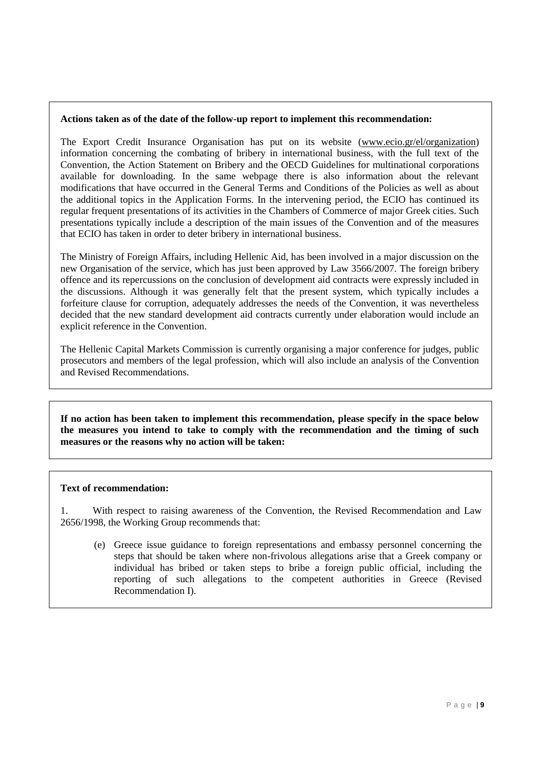**Actions taken as of the date of the follow-up report to implement this recommendation:**

The Export Credit Insurance Organisation has put on its website (www.ecio.gr/el/organization) information concerning the combating of bribery in international business, with the full text of the Convention, the Action Statement on Bribery and the OECD Guidelines for multinational corporations available for downloading. In the same webpage there is also information about the relevant modifications that have occurred in the General Terms and Conditions of the Policies as well as about the additional topics in the Application Forms. In the intervening period, the ECIO has continued its regular frequent presentations of its activities in the Chambers of Commerce of major Greek cities. Such presentations typically include a description of the main issues of the Convention and of the measures that ECIO has taken in order to deter bribery in international business.

The Ministry of Foreign Affairs, including Hellenic Aid, has been involved in a major discussion on the new Organisation of the service, which has just been approved by Law 3566/2007. The foreign bribery offence and its repercussions on the conclusion of development aid contracts were expressly included in the discussions. Although it was generally felt that the present system, which typically includes a forfeiture clause for corruption, adequately addresses the needs of the Convention, it was nevertheless decided that the new standard development aid contracts currently under elaboration would include an explicit reference in the Convention.

The Hellenic Capital Markets Commission is currently organising a major conference for judges, public prosecutors and members of the legal profession, which will also include an analysis of the Convention and Revised Recommendations.

**If no action has been taken to implement this recommendation, please specify in the space below the measures you intend to take to comply with the recommendation and the timing of such measures or the reasons why no action will be taken:**

**Text of recommendation:**

1. With respect to raising awareness of the Convention, the Revised Recommendation and Law 2656/1998, the Working Group recommends that:

   (e) Greece issue guidance to foreign representations and embassy personnel concerning the steps that should be taken where non-frivolous allegations arise that a Greek company or individual has bribed or taken steps to bribe a foreign public official, including the reporting of such allegations to the competent authorities in Greece (Revised Recommendation I).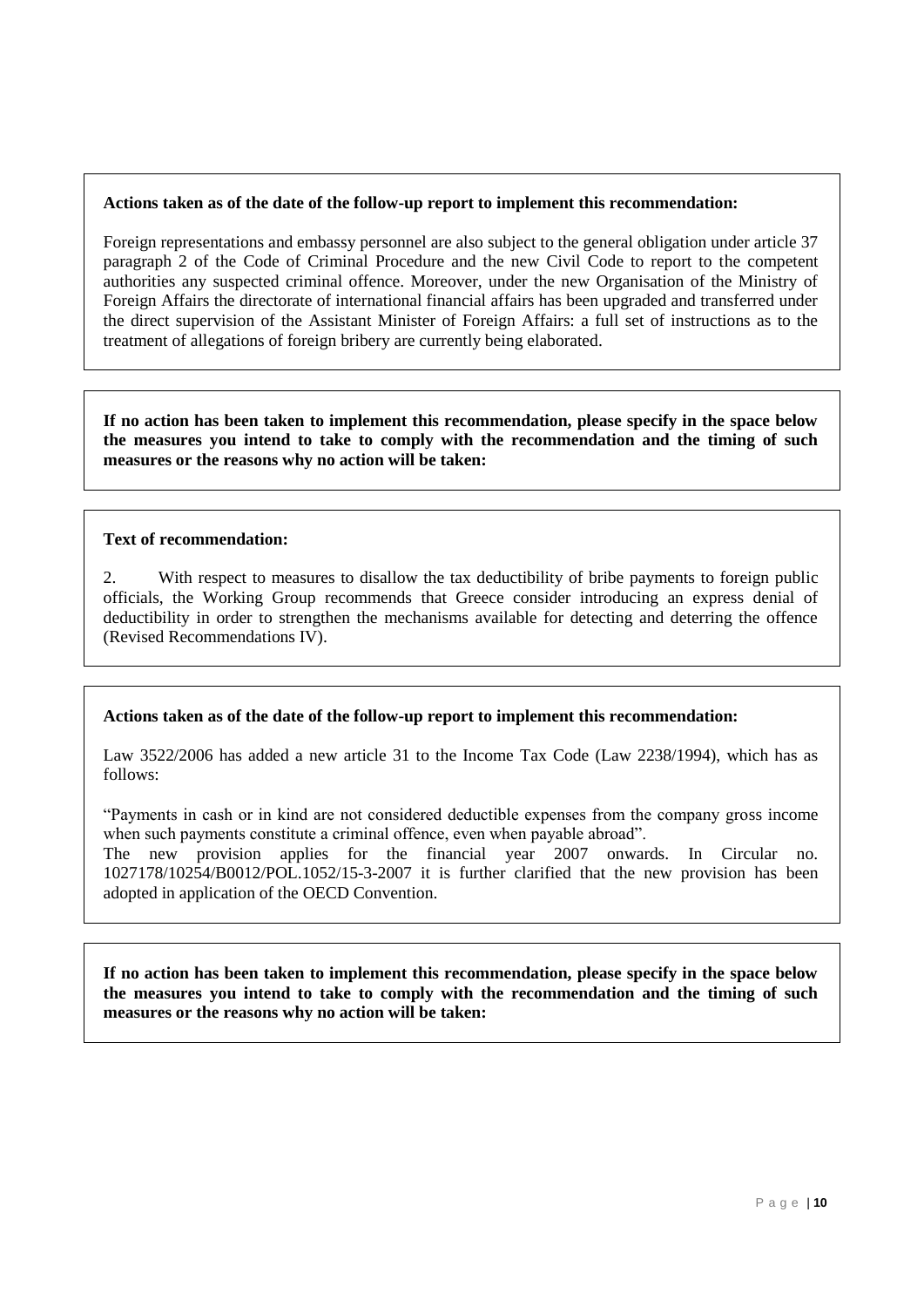**Actions taken as of the date of the follow-up report to implement this recommendation:**

Foreign representations and embassy personnel are also subject to the general obligation under article 37 paragraph 2 of the Code of Criminal Procedure and the new Civil Code to report to the competent authorities any suspected criminal offence. Moreover, under the new Organisation of the Ministry of Foreign Affairs the directorate of international financial affairs has been upgraded and transferred under the direct supervision of the Assistant Minister of Foreign Affairs: a full set of instructions as to the treatment of allegations of foreign bribery are currently being elaborated.

**If no action has been taken to implement this recommendation, please specify in the space below the measures you intend to take to comply with the recommendation and the timing of such measures or the reasons why no action will be taken:**

**Text of recommendation:**

2. With respect to measures to disallow the tax deductibility of bribe payments to foreign public officials, the Working Group recommends that Greece consider introducing an express denial of deductibility in order to strengthen the mechanisms available for detecting and deterring the offence (Revised Recommendations IV).

**Actions taken as of the date of the follow-up report to implement this recommendation:**

Law 3522/2006 has added a new article 31 to the Income Tax Code (Law 2238/1994), which has as follows:

"Payments in cash or in kind are not considered deductible expenses from the company gross income when such payments constitute a criminal offence, even when payable abroad".
The new provision applies for the financial year 2007 onwards. In Circular no. 1027178/10254/B0012/POL.1052/15-3-2007 it is further clarified that the new provision has been adopted in application of the OECD Convention.

**If no action has been taken to implement this recommendation, please specify in the space below the measures you intend to take to comply with the recommendation and the timing of such measures or the reasons why no action will be taken:**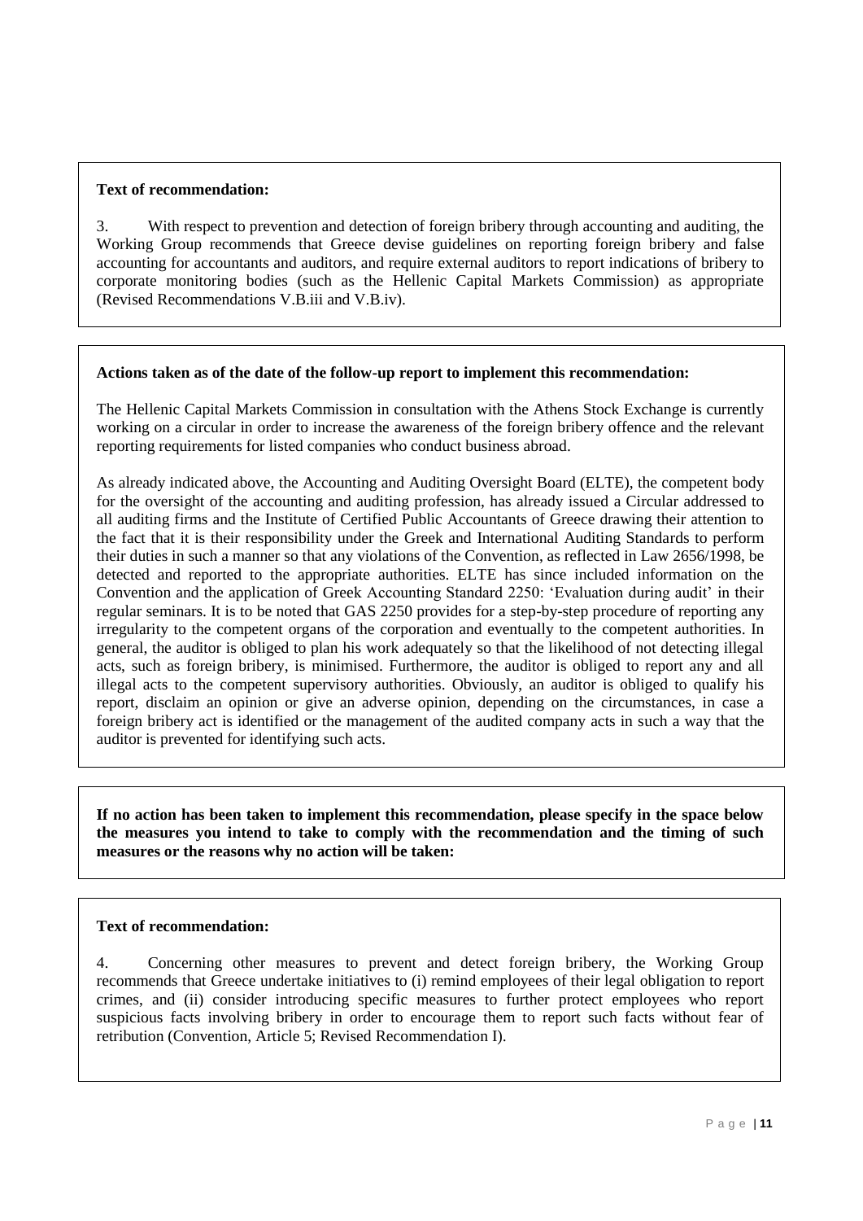**Text of recommendation:**

3. With respect to prevention and detection of foreign bribery through accounting and auditing, the Working Group recommends that Greece devise guidelines on reporting foreign bribery and false accounting for accountants and auditors, and require external auditors to report indications of bribery to corporate monitoring bodies (such as the Hellenic Capital Markets Commission) as appropriate (Revised Recommendations V.B.iii and V.B.iv).

**Actions taken as of the date of the follow-up report to implement this recommendation:**

The Hellenic Capital Markets Commission in consultation with the Athens Stock Exchange is currently working on a circular in order to increase the awareness of the foreign bribery offence and the relevant reporting requirements for listed companies who conduct business abroad.

As already indicated above, the Accounting and Auditing Oversight Board (ELTE), the competent body for the oversight of the accounting and auditing profession, has already issued a Circular addressed to all auditing firms and the Institute of Certified Public Accountants of Greece drawing their attention to the fact that it is their responsibility under the Greek and International Auditing Standards to perform their duties in such a manner so that any violations of the Convention, as reflected in Law 2656/1998, be detected and reported to the appropriate authorities. ELTE has since included information on the Convention and the application of Greek Accounting Standard 2250: 'Evaluation during audit' in their regular seminars. It is to be noted that GAS 2250 provides for a step-by-step procedure of reporting any irregularity to the competent organs of the corporation and eventually to the competent authorities. In general, the auditor is obliged to plan his work adequately so that the likelihood of not detecting illegal acts, such as foreign bribery, is minimised. Furthermore, the auditor is obliged to report any and all illegal acts to the competent supervisory authorities. Obviously, an auditor is obliged to qualify his report, disclaim an opinion or give an adverse opinion, depending on the circumstances, in case a foreign bribery act is identified or the management of the audited company acts in such a way that the auditor is prevented for identifying such acts.

**If no action has been taken to implement this recommendation, please specify in the space below the measures you intend to take to comply with the recommendation and the timing of such measures or the reasons why no action will be taken:**

**Text of recommendation:**

4. Concerning other measures to prevent and detect foreign bribery, the Working Group recommends that Greece undertake initiatives to (i) remind employees of their legal obligation to report crimes, and (ii) consider introducing specific measures to further protect employees who report suspicious facts involving bribery in order to encourage them to report such facts without fear of retribution (Convention, Article 5; Revised Recommendation I).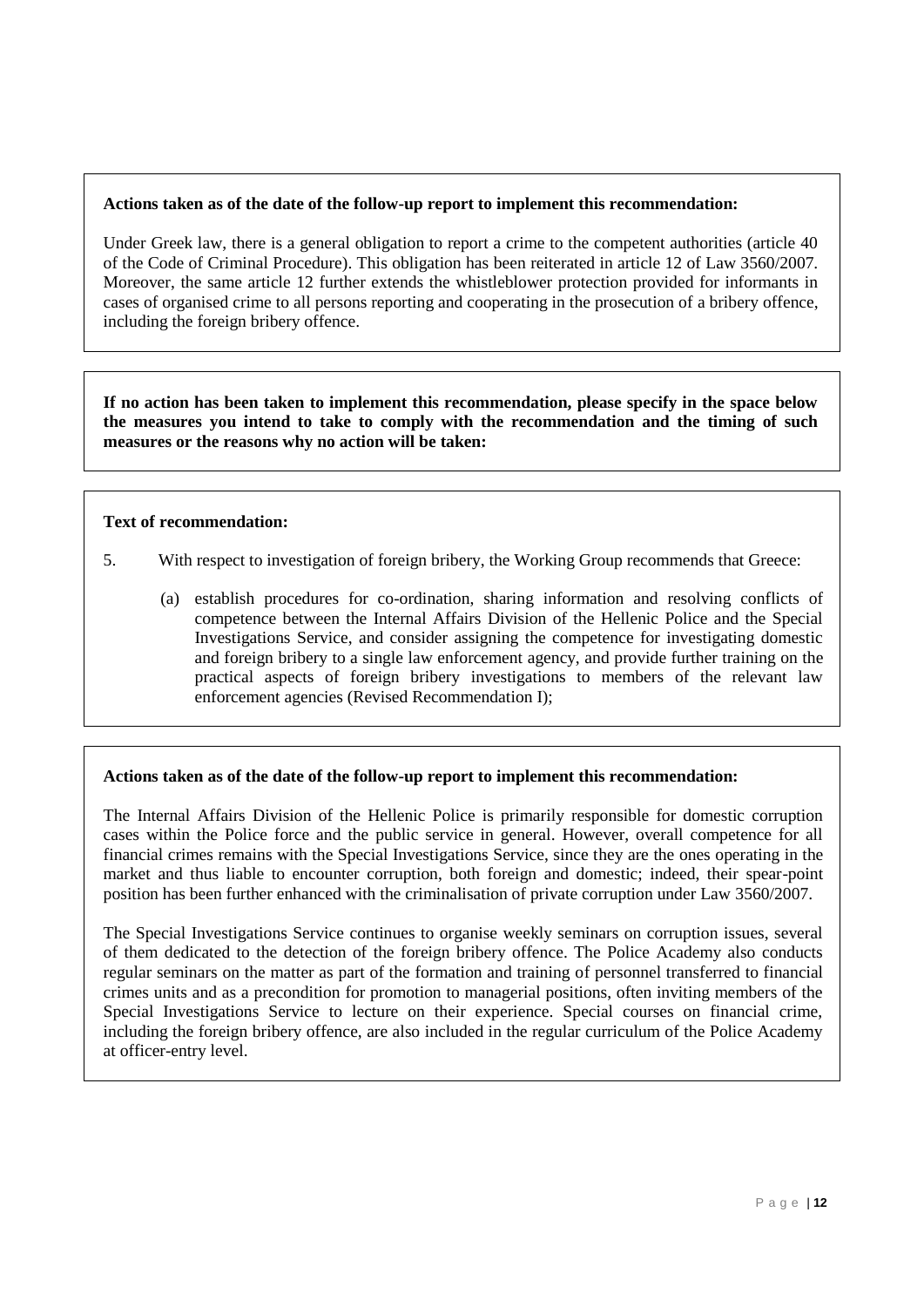**Actions taken as of the date of the follow-up report to implement this recommendation:**

Under Greek law, there is a general obligation to report a crime to the competent authorities (article 40 of the Code of Criminal Procedure). This obligation has been reiterated in article 12 of Law 3560/2007. Moreover, the same article 12 further extends the whistleblower protection provided for informants in cases of organised crime to all persons reporting and cooperating in the prosecution of a bribery offence, including the foreign bribery offence.

**If no action has been taken to implement this recommendation, please specify in the space below the measures you intend to take to comply with the recommendation and the timing of such measures or the reasons why no action will be taken:**

**Text of recommendation:**

5. With respect to investigation of foreign bribery, the Working Group recommends that Greece:

   (a) establish procedures for co-ordination, sharing information and resolving conflicts of competence between the Internal Affairs Division of the Hellenic Police and the Special Investigations Service, and consider assigning the competence for investigating domestic and foreign bribery to a single law enforcement agency, and provide further training on the practical aspects of foreign bribery investigations to members of the relevant law enforcement agencies (Revised Recommendation I);

**Actions taken as of the date of the follow-up report to implement this recommendation:**

The Internal Affairs Division of the Hellenic Police is primarily responsible for domestic corruption cases within the Police force and the public service in general. However, overall competence for all financial crimes remains with the Special Investigations Service, since they are the ones operating in the market and thus liable to encounter corruption, both foreign and domestic; indeed, their spear-point position has been further enhanced with the criminalisation of private corruption under Law 3560/2007.

The Special Investigations Service continues to organise weekly seminars on corruption issues, several of them dedicated to the detection of the foreign bribery offence. The Police Academy also conducts regular seminars on the matter as part of the formation and training of personnel transferred to financial crimes units and as a precondition for promotion to managerial positions, often inviting members of the Special Investigations Service to lecture on their experience. Special courses on financial crime, including the foreign bribery offence, are also included in the regular curriculum of the Police Academy at officer-entry level.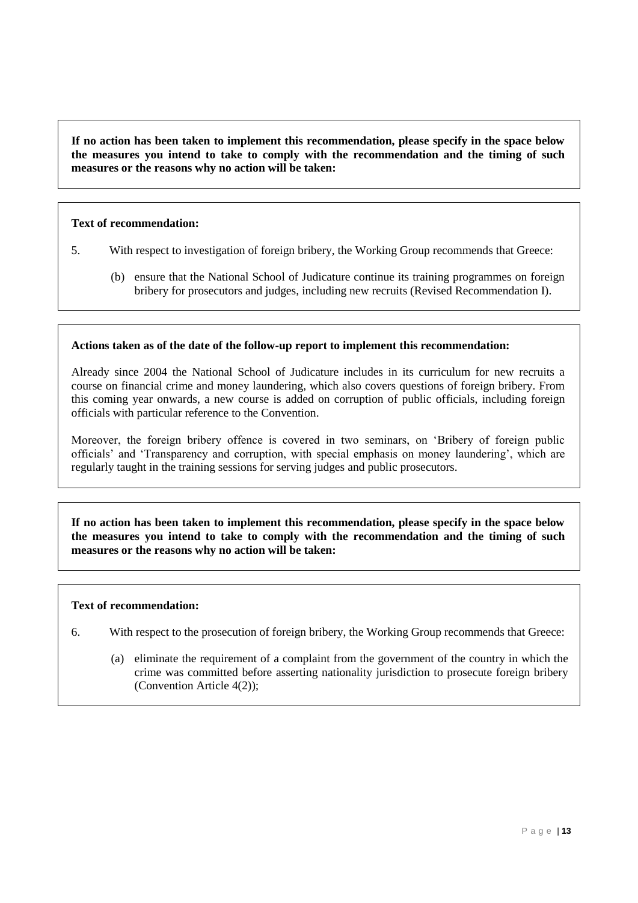**If no action has been taken to implement this recommendation, please specify in the space below the measures you intend to take to comply with the recommendation and the timing of such measures or the reasons why no action will be taken:**

**Text of recommendation:**

5. With respect to investigation of foreign bribery, the Working Group recommends that Greece:

    (b) ensure that the National School of Judicature continue its training programmes on foreign bribery for prosecutors and judges, including new recruits (Revised Recommendation I).

**Actions taken as of the date of the follow-up report to implement this recommendation:**

Already since 2004 the National School of Judicature includes in its curriculum for new recruits a course on financial crime and money laundering, which also covers questions of foreign bribery. From this coming year onwards, a new course is added on corruption of public officials, including foreign officials with particular reference to the Convention.

Moreover, the foreign bribery offence is covered in two seminars, on 'Bribery of foreign public officials' and 'Transparency and corruption, with special emphasis on money laundering', which are regularly taught in the training sessions for serving judges and public prosecutors.

**If no action has been taken to implement this recommendation, please specify in the space below the measures you intend to take to comply with the recommendation and the timing of such measures or the reasons why no action will be taken:**

**Text of recommendation:**

6. With respect to the prosecution of foreign bribery, the Working Group recommends that Greece:

    (a) eliminate the requirement of a complaint from the government of the country in which the crime was committed before asserting nationality jurisdiction to prosecute foreign bribery (Convention Article 4(2));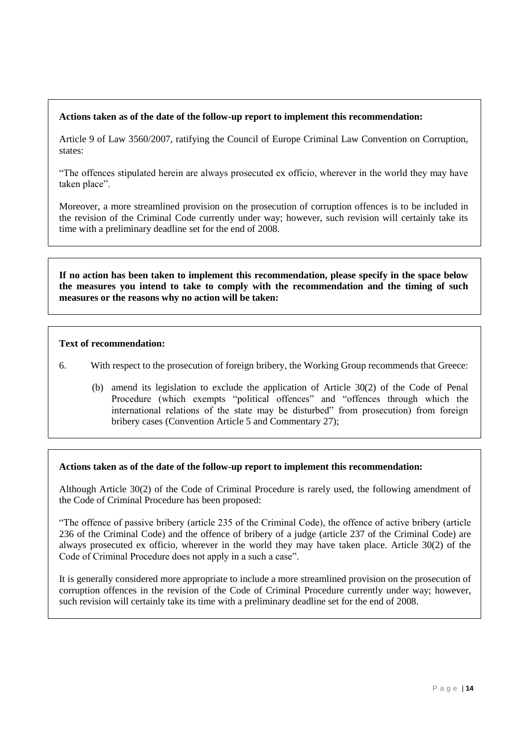**Actions taken as of the date of the follow-up report to implement this recommendation:**

Article 9 of Law 3560/2007, ratifying the Council of Europe Criminal Law Convention on Corruption, states:

"The offences stipulated herein are always prosecuted ex officio, wherever in the world they may have taken place".

Moreover, a more streamlined provision on the prosecution of corruption offences is to be included in the revision of the Criminal Code currently under way; however, such revision will certainly take its time with a preliminary deadline set for the end of 2008.

**If no action has been taken to implement this recommendation, please specify in the space below the measures you intend to take to comply with the recommendation and the timing of such measures or the reasons why no action will be taken:**

**Text of recommendation:**

6. With respect to the prosecution of foreign bribery, the Working Group recommends that Greece:

   (b) amend its legislation to exclude the application of Article 30(2) of the Code of Penal Procedure (which exempts "political offences" and "offences through which the international relations of the state may be disturbed" from prosecution) from foreign bribery cases (Convention Article 5 and Commentary 27);

**Actions taken as of the date of the follow-up report to implement this recommendation:**

Although Article 30(2) of the Code of Criminal Procedure is rarely used, the following amendment of the Code of Criminal Procedure has been proposed:

"The offence of passive bribery (article 235 of the Criminal Code), the offence of active bribery (article 236 of the Criminal Code) and the offence of bribery of a judge (article 237 of the Criminal Code) are always prosecuted ex officio, wherever in the world they may have taken place. Article 30(2) of the Code of Criminal Procedure does not apply in a such a case".

It is generally considered more appropriate to include a more streamlined provision on the prosecution of corruption offences in the revision of the Code of Criminal Procedure currently under way; however, such revision will certainly take its time with a preliminary deadline set for the end of 2008.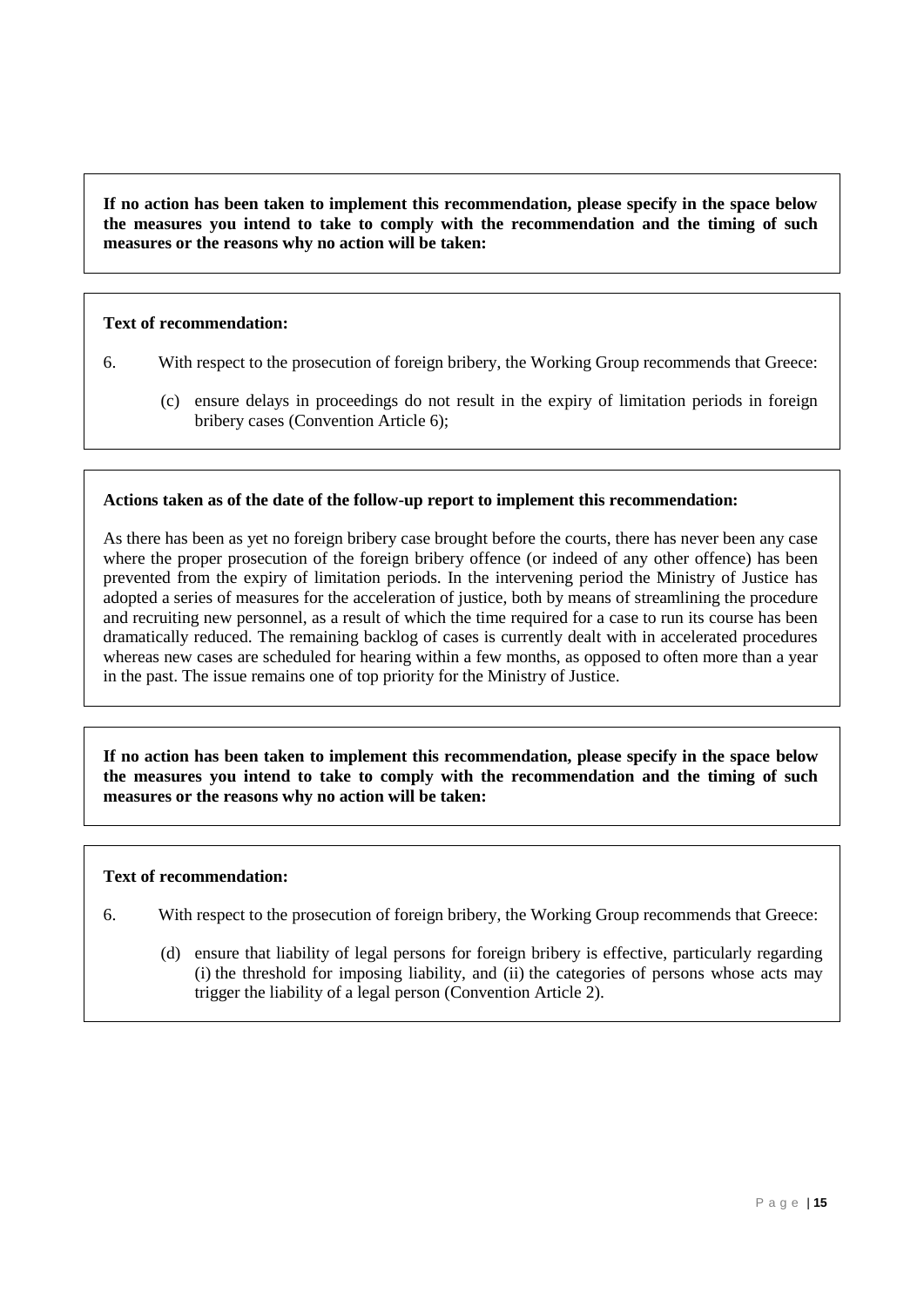**If no action has been taken to implement this recommendation, please specify in the space below the measures you intend to take to comply with the recommendation and the timing of such measures or the reasons why no action will be taken:**

**Text of recommendation:**

6. With respect to the prosecution of foreign bribery, the Working Group recommends that Greece:

   (c) ensure delays in proceedings do not result in the expiry of limitation periods in foreign bribery cases (Convention Article 6);

**Actions taken as of the date of the follow-up report to implement this recommendation:**

As there has been as yet no foreign bribery case brought before the courts, there has never been any case where the proper prosecution of the foreign bribery offence (or indeed of any other offence) has been prevented from the expiry of limitation periods. In the intervening period the Ministry of Justice has adopted a series of measures for the acceleration of justice, both by means of streamlining the procedure and recruiting new personnel, as a result of which the time required for a case to run its course has been dramatically reduced. The remaining backlog of cases is currently dealt with in accelerated procedures whereas new cases are scheduled for hearing within a few months, as opposed to often more than a year in the past. The issue remains one of top priority for the Ministry of Justice.

**If no action has been taken to implement this recommendation, please specify in the space below the measures you intend to take to comply with the recommendation and the timing of such measures or the reasons why no action will be taken:**

**Text of recommendation:**

6. With respect to the prosecution of foreign bribery, the Working Group recommends that Greece:

   (d) ensure that liability of legal persons for foreign bribery is effective, particularly regarding (i) the threshold for imposing liability, and (ii) the categories of persons whose acts may trigger the liability of a legal person (Convention Article 2).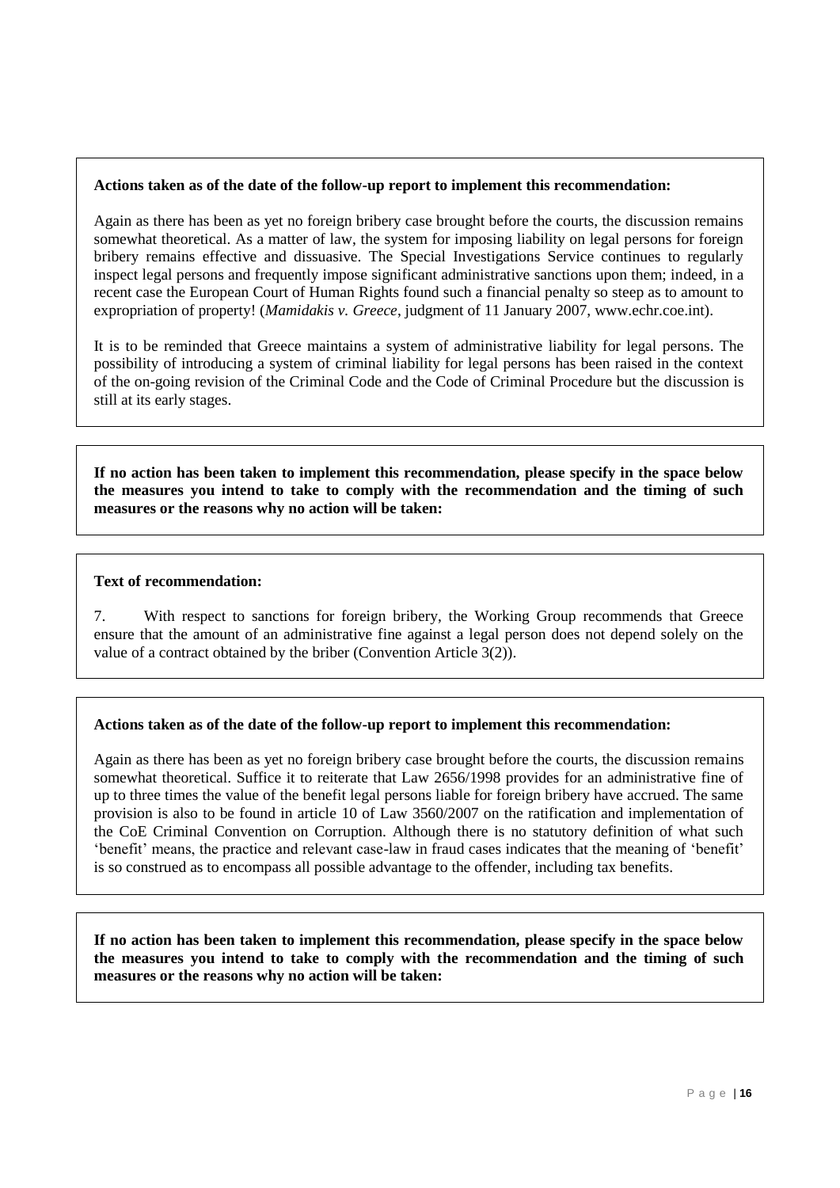**Actions taken as of the date of the follow-up report to implement this recommendation:**

Again as there has been as yet no foreign bribery case brought before the courts, the discussion remains somewhat theoretical. As a matter of law, the system for imposing liability on legal persons for foreign bribery remains effective and dissuasive. The Special Investigations Service continues to regularly inspect legal persons and frequently impose significant administrative sanctions upon them; indeed, in a recent case the European Court of Human Rights found such a financial penalty so steep as to amount to expropriation of property! (*Mamidakis v. Greece*, judgment of 11 January 2007, www.echr.coe.int).

It is to be reminded that Greece maintains a system of administrative liability for legal persons. The possibility of introducing a system of criminal liability for legal persons has been raised in the context of the on-going revision of the Criminal Code and the Code of Criminal Procedure but the discussion is still at its early stages.

**If no action has been taken to implement this recommendation, please specify in the space below the measures you intend to take to comply with the recommendation and the timing of such measures or the reasons why no action will be taken:**

**Text of recommendation:**

7. With respect to sanctions for foreign bribery, the Working Group recommends that Greece ensure that the amount of an administrative fine against a legal person does not depend solely on the value of a contract obtained by the briber (Convention Article 3(2)).

**Actions taken as of the date of the follow-up report to implement this recommendation:**

Again as there has been as yet no foreign bribery case brought before the courts, the discussion remains somewhat theoretical. Suffice it to reiterate that Law 2656/1998 provides for an administrative fine of up to three times the value of the benefit legal persons liable for foreign bribery have accrued. The same provision is also to be found in article 10 of Law 3560/2007 on the ratification and implementation of the CoE Criminal Convention on Corruption. Although there is no statutory definition of what such 'benefit' means, the practice and relevant case-law in fraud cases indicates that the meaning of 'benefit' is so construed as to encompass all possible advantage to the offender, including tax benefits.

**If no action has been taken to implement this recommendation, please specify in the space below the measures you intend to take to comply with the recommendation and the timing of such measures or the reasons why no action will be taken:**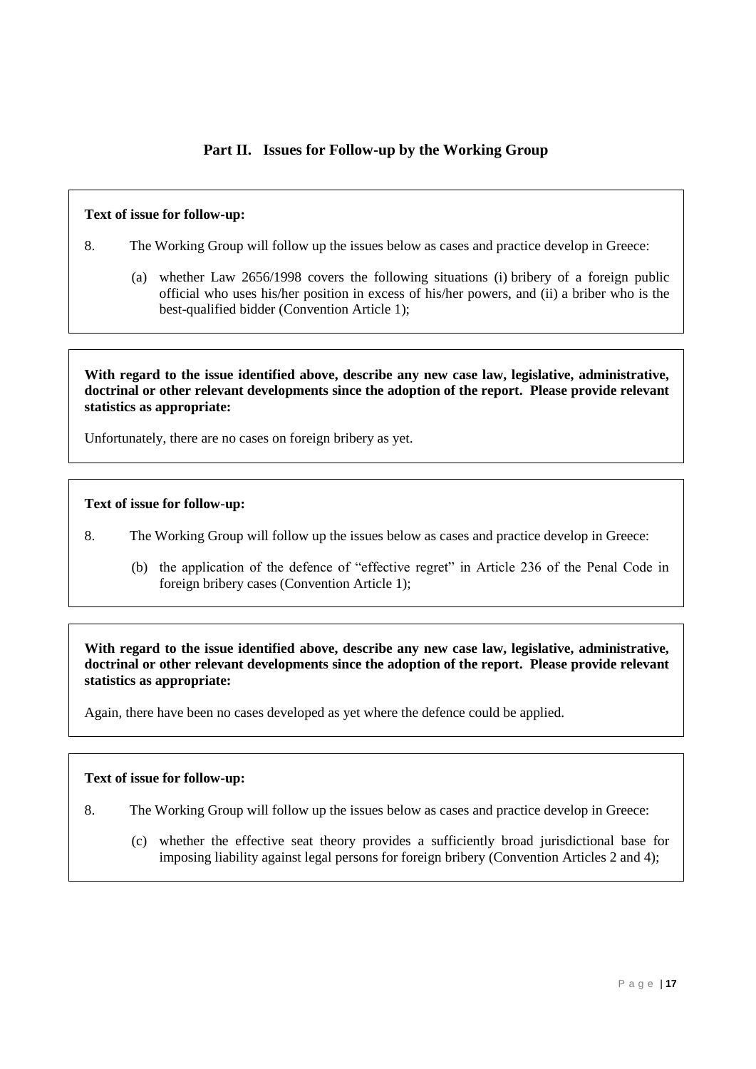## Part II. Issues for Follow-up by the Working Group

**Text of issue for follow-up:**

8. The Working Group will follow up the issues below as cases and practice develop in Greece:

   (a) whether Law 2656/1998 covers the following situations (i) bribery of a foreign public official who uses his/her position in excess of his/her powers, and (ii) a briber who is the best-qualified bidder (Convention Article 1);

**With regard to the issue identified above, describe any new case law, legislative, administrative, doctrinal or other relevant developments since the adoption of the report. Please provide relevant statistics as appropriate:**

Unfortunately, there are no cases on foreign bribery as yet.

**Text of issue for follow-up:**

8. The Working Group will follow up the issues below as cases and practice develop in Greece:

   (b) the application of the defence of "effective regret" in Article 236 of the Penal Code in foreign bribery cases (Convention Article 1);

**With regard to the issue identified above, describe any new case law, legislative, administrative, doctrinal or other relevant developments since the adoption of the report. Please provide relevant statistics as appropriate:**

Again, there have been no cases developed as yet where the defence could be applied.

**Text of issue for follow-up:**

8. The Working Group will follow up the issues below as cases and practice develop in Greece:

   (c) whether the effective seat theory provides a sufficiently broad jurisdictional base for imposing liability against legal persons for foreign bribery (Convention Articles 2 and 4);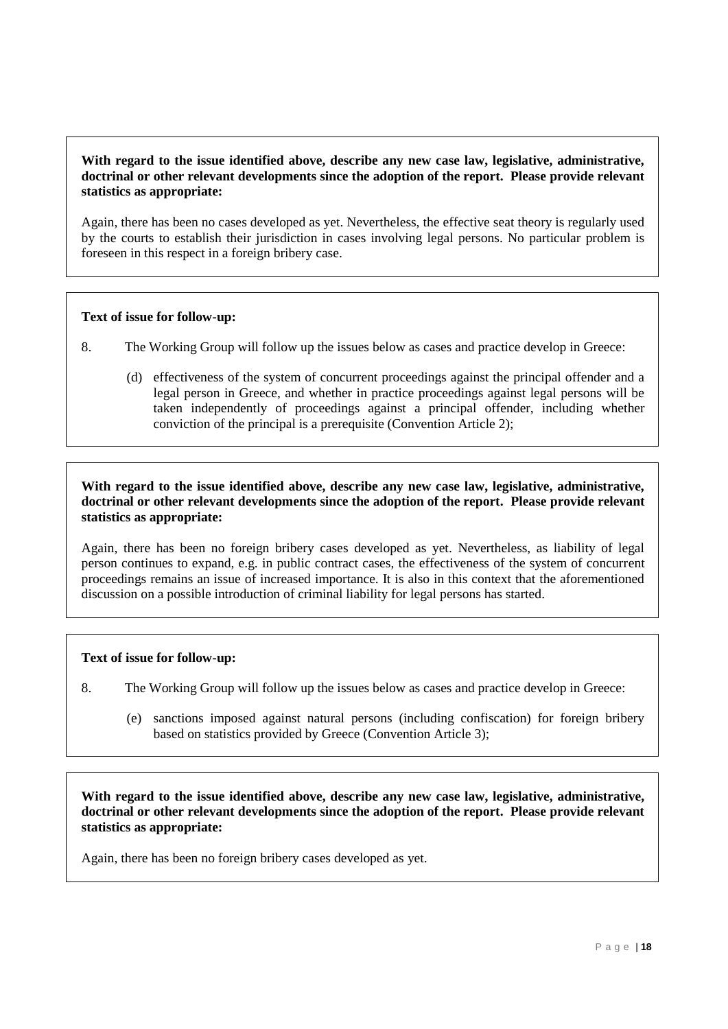**With regard to the issue identified above, describe any new case law, legislative, administrative, doctrinal or other relevant developments since the adoption of the report. Please provide relevant statistics as appropriate:**

Again, there has been no cases developed as yet. Nevertheless, the effective seat theory is regularly used by the courts to establish their jurisdiction in cases involving legal persons. No particular problem is foreseen in this respect in a foreign bribery case.

**Text of issue for follow-up:**

8. The Working Group will follow up the issues below as cases and practice develop in Greece:

   (d) effectiveness of the system of concurrent proceedings against the principal offender and a legal person in Greece, and whether in practice proceedings against legal persons will be taken independently of proceedings against a principal offender, including whether conviction of the principal is a prerequisite (Convention Article 2);

**With regard to the issue identified above, describe any new case law, legislative, administrative, doctrinal or other relevant developments since the adoption of the report. Please provide relevant statistics as appropriate:**

Again, there has been no foreign bribery cases developed as yet. Nevertheless, as liability of legal person continues to expand, e.g. in public contract cases, the effectiveness of the system of concurrent proceedings remains an issue of increased importance. It is also in this context that the aforementioned discussion on a possible introduction of criminal liability for legal persons has started.

**Text of issue for follow-up:**

8. The Working Group will follow up the issues below as cases and practice develop in Greece:

   (e) sanctions imposed against natural persons (including confiscation) for foreign bribery based on statistics provided by Greece (Convention Article 3);

**With regard to the issue identified above, describe any new case law, legislative, administrative, doctrinal or other relevant developments since the adoption of the report. Please provide relevant statistics as appropriate:**

Again, there has been no foreign bribery cases developed as yet.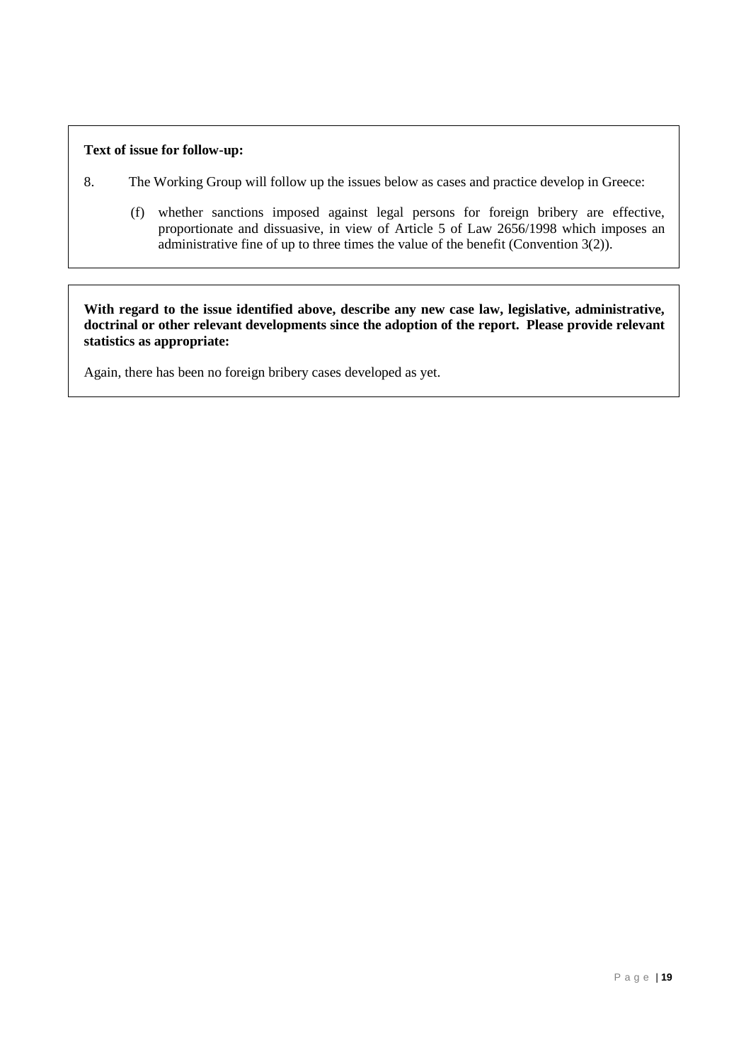**Text of issue for follow-up:**

8. The Working Group will follow up the issues below as cases and practice develop in Greece:

   (f) whether sanctions imposed against legal persons for foreign bribery are effective, proportionate and dissuasive, in view of Article 5 of Law 2656/1998 which imposes an administrative fine of up to three times the value of the benefit (Convention 3(2)).

**With regard to the issue identified above, describe any new case law, legislative, administrative, doctrinal or other relevant developments since the adoption of the report. Please provide relevant statistics as appropriate:**

Again, there has been no foreign bribery cases developed as yet.